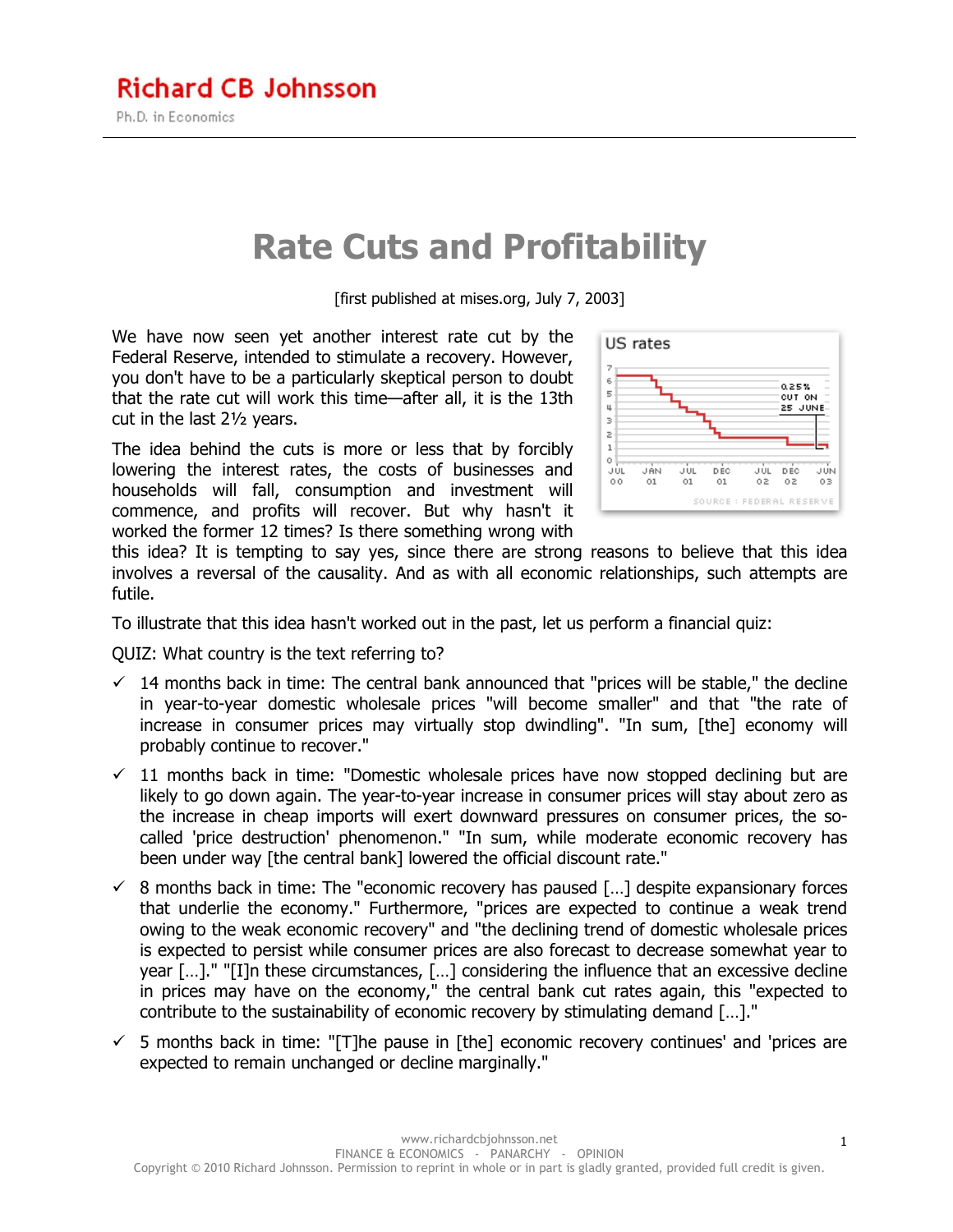Richard CB Johnsson

Ph.D. in Economics

# Rate Cuts and Profitability

[first published at mises.org, July 7, 2003]

We have now seen yet another interest rate cut by the Federal Reserve, intended to stimulate a recovery. However, you don't have to be a particularly skeptical person to doubt that the rate cut will work this time—after all, it is the 13th cut in the last 2½ years.

The idea behind the cuts is more or less that by forcibly lowering the interest rates, the costs of businesses and households will fall, consumption and investment will commence, and profits will recover. But why hasn't it worked the former 12 times? Is there something wrong with this idea? It is tempting to say yes, since there are strong reasons to believe that this idea involves a reversal of the causality. And as with all economic relationships, such attempts are futile.

To illustrate that this idea hasn't worked out in the past, let us perform a financial quiz:

QUIZ: What country is the text referring to?

- ✓ 14 months back in time: The central bank announced that "prices will be stable," the decline in year-to-year domestic wholesale prices "will become smaller" and that "the rate of increase in consumer prices may virtually stop dwindling". "In sum, [the] economy will probably continue to recover."
- ✓ 11 months back in time: "Domestic wholesale prices have now stopped declining but are likely to go down again. The year-to-year increase in consumer prices will stay about zero as the increase in cheap imports will exert downward pressures on consumer prices, the so-called 'price destruction' phenomenon." "In sum, while moderate economic recovery has been under way [the central bank] lowered the official discount rate."
- ✓ 8 months back in time: The "economic recovery has paused […] despite expansionary forces that underlie the economy." Furthermore, "prices are expected to continue a weak trend owing to the weak economic recovery" and "the declining trend of domestic wholesale prices is expected to persist while consumer prices are also forecast to decrease somewhat year to year […]." "[I]n these circumstances, […] considering the influence that an excessive decline in prices may have on the economy," the central bank cut rates again, this "expected to contribute to the sustainability of economic recovery by stimulating demand […]."
- ✓ 5 months back in time: "[T]he pause in [the] economic recovery continues' and 'prices are expected to remain unchanged or decline marginally."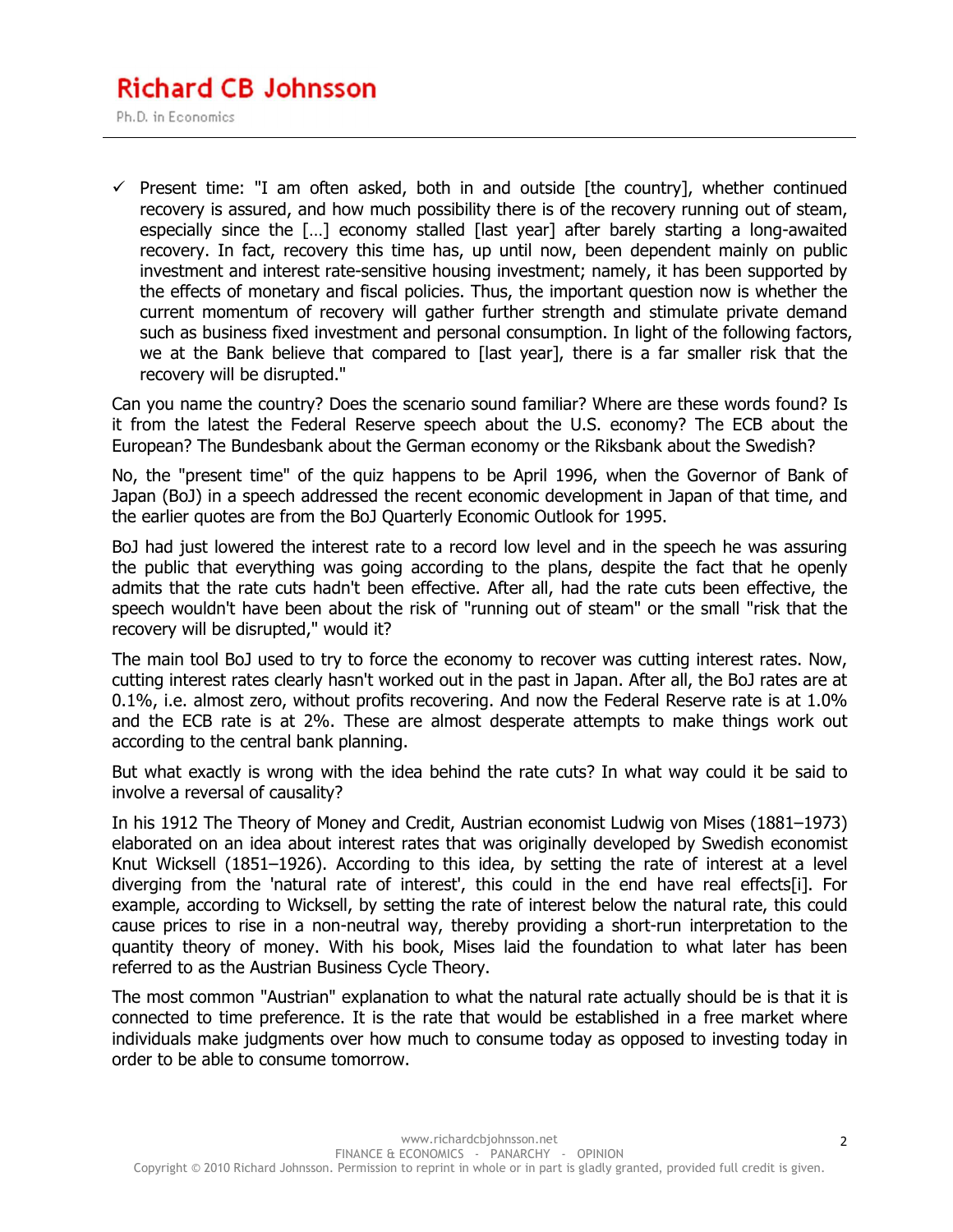- ✓ Present time: "I am often asked, both in and outside [the country], whether continued recovery is assured, and how much possibility there is of the recovery running out of steam, especially since the […] economy stalled [last year] after barely starting a long-awaited recovery. In fact, recovery this time has, up until now, been dependent mainly on public investment and interest rate-sensitive housing investment; namely, it has been supported by the effects of monetary and fiscal policies. Thus, the important question now is whether the current momentum of recovery will gather further strength and stimulate private demand such as business fixed investment and personal consumption. In light of the following factors, we at the Bank believe that compared to [last year], there is a far smaller risk that the recovery will be disrupted."

Can you name the country? Does the scenario sound familiar? Where are these words found? Is it from the latest the Federal Reserve speech about the U.S. economy? The ECB about the European? The Bundesbank about the German economy or the Riksbank about the Swedish?

No, the "present time" of the quiz happens to be April 1996, when the Governor of Bank of Japan (BoJ) in a speech addressed the recent economic development in Japan of that time, and the earlier quotes are from the BoJ Quarterly Economic Outlook for 1995.

BoJ had just lowered the interest rate to a record low level and in the speech he was assuring the public that everything was going according to the plans, despite the fact that he openly admits that the rate cuts hadn't been effective. After all, had the rate cuts been effective, the speech wouldn't have been about the risk of "running out of steam" or the small "risk that the recovery will be disrupted," would it?

The main tool BoJ used to try to force the economy to recover was cutting interest rates. Now, cutting interest rates clearly hasn't worked out in the past in Japan. After all, the BoJ rates are at 0.1%, i.e. almost zero, without profits recovering. And now the Federal Reserve rate is at 1.0% and the ECB rate is at 2%. These are almost desperate attempts to make things work out according to the central bank planning.

But what exactly is wrong with the idea behind the rate cuts? In what way could it be said to involve a reversal of causality?

In his 1912 The Theory of Money and Credit, Austrian economist Ludwig von Mises (1881–1973) elaborated on an idea about interest rates that was originally developed by Swedish economist Knut Wicksell (1851–1926). According to this idea, by setting the rate of interest at a level diverging from the 'natural rate of interest', this could in the end have real effects[i]. For example, according to Wicksell, by setting the rate of interest below the natural rate, this could cause prices to rise in a non-neutral way, thereby providing a short-run interpretation to the quantity theory of money. With his book, Mises laid the foundation to what later has been referred to as the Austrian Business Cycle Theory.

The most common "Austrian" explanation to what the natural rate actually should be is that it is connected to time preference. It is the rate that would be established in a free market where individuals make judgments over how much to consume today as opposed to investing today in order to be able to consume tomorrow.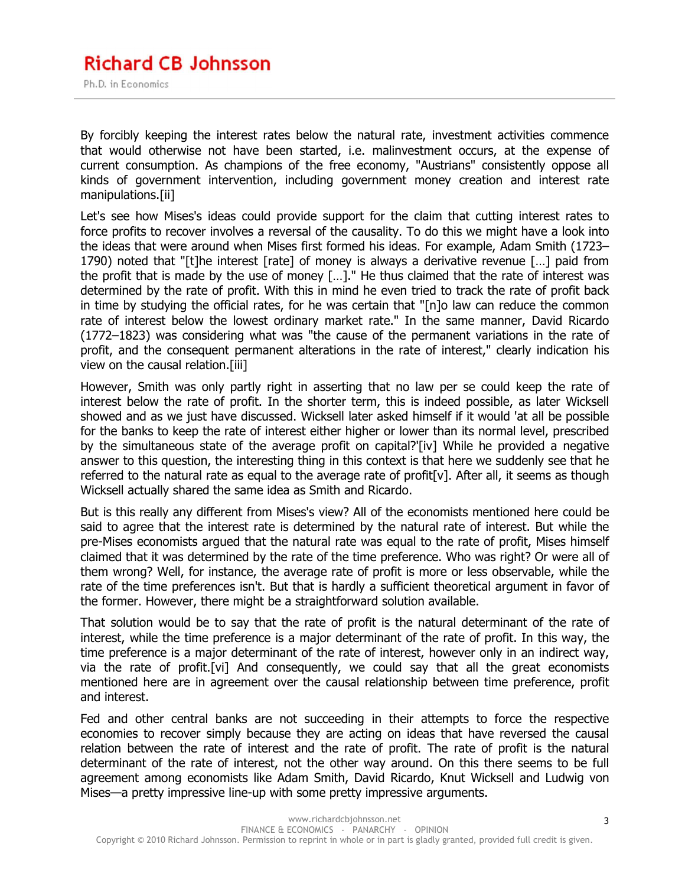By forcibly keeping the interest rates below the natural rate, investment activities commence that would otherwise not have been started, i.e. malinvestment occurs, at the expense of current consumption. As champions of the free economy, "Austrians" consistently oppose all kinds of government intervention, including government money creation and interest rate manipulations.[ii]

Let's see how Mises's ideas could provide support for the claim that cutting interest rates to force profits to recover involves a reversal of the causality. To do this we might have a look into the ideas that were around when Mises first formed his ideas. For example, Adam Smith (1723–1790) noted that "[t]he interest [rate] of money is always a derivative revenue […] paid from the profit that is made by the use of money […]." He thus claimed that the rate of interest was determined by the rate of profit. With this in mind he even tried to track the rate of profit back in time by studying the official rates, for he was certain that "[n]o law can reduce the common rate of interest below the lowest ordinary market rate." In the same manner, David Ricardo (1772–1823) was considering what was "the cause of the permanent variations in the rate of profit, and the consequent permanent alterations in the rate of interest," clearly indication his view on the causal relation.[iii]

However, Smith was only partly right in asserting that no law per se could keep the rate of interest below the rate of profit. In the shorter term, this is indeed possible, as later Wicksell showed and as we just have discussed. Wicksell later asked himself if it would 'at all be possible for the banks to keep the rate of interest either higher or lower than its normal level, prescribed by the simultaneous state of the average profit on capital?'[iv] While he provided a negative answer to this question, the interesting thing in this context is that here we suddenly see that he referred to the natural rate as equal to the average rate of profit[v]. After all, it seems as though Wicksell actually shared the same idea as Smith and Ricardo.

But is this really any different from Mises's view? All of the economists mentioned here could be said to agree that the interest rate is determined by the natural rate of interest. But while the pre-Mises economists argued that the natural rate was equal to the rate of profit, Mises himself claimed that it was determined by the rate of the time preference. Who was right? Or were all of them wrong? Well, for instance, the average rate of profit is more or less observable, while the rate of the time preferences isn't. But that is hardly a sufficient theoretical argument in favor of the former. However, there might be a straightforward solution available.

That solution would be to say that the rate of profit is the natural determinant of the rate of interest, while the time preference is a major determinant of the rate of profit. In this way, the time preference is a major determinant of the rate of interest, however only in an indirect way, via the rate of profit.[vi] And consequently, we could say that all the great economists mentioned here are in agreement over the causal relationship between time preference, profit and interest.

Fed and other central banks are not succeeding in their attempts to force the respective economies to recover simply because they are acting on ideas that have reversed the causal relation between the rate of interest and the rate of profit. The rate of profit is the natural determinant of the rate of interest, not the other way around. On this there seems to be full agreement among economists like Adam Smith, David Ricardo, Knut Wicksell and Ludwig von Mises—a pretty impressive line-up with some pretty impressive arguments.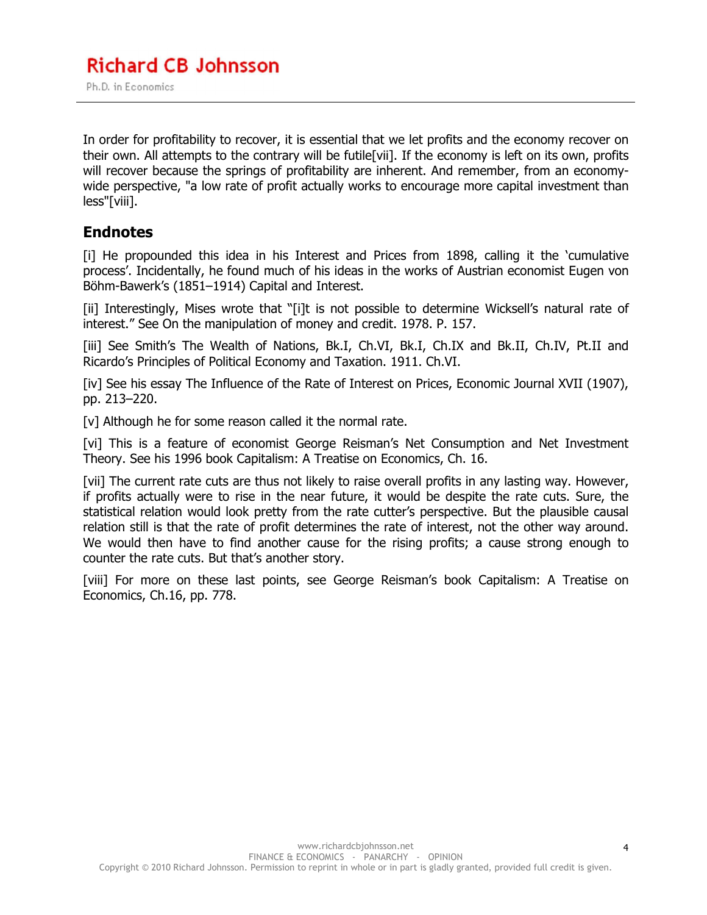In order for profitability to recover, it is essential that we let profits and the economy recover on their own. All attempts to the contrary will be futile[vii]. If the economy is left on its own, profits will recover because the springs of profitability are inherent. And remember, from an economy-wide perspective, "a low rate of profit actually works to encourage more capital investment than less"[viii].

## Endnotes

[i] He propounded this idea in his Interest and Prices from 1898, calling it the 'cumulative process'. Incidentally, he found much of his ideas in the works of Austrian economist Eugen von Böhm-Bawerk's (1851–1914) Capital and Interest.

[ii] Interestingly, Mises wrote that "[i]t is not possible to determine Wicksell's natural rate of interest." See On the manipulation of money and credit. 1978. P. 157.

[iii] See Smith's The Wealth of Nations, Bk.I, Ch.VI, Bk.I, Ch.IX and Bk.II, Ch.IV, Pt.II and Ricardo's Principles of Political Economy and Taxation. 1911. Ch.VI.

[iv] See his essay The Influence of the Rate of Interest on Prices, Economic Journal XVII (1907), pp. 213–220.

[v] Although he for some reason called it the normal rate.

[vi] This is a feature of economist George Reisman's Net Consumption and Net Investment Theory. See his 1996 book Capitalism: A Treatise on Economics, Ch. 16.

[vii] The current rate cuts are thus not likely to raise overall profits in any lasting way. However, if profits actually were to rise in the near future, it would be despite the rate cuts. Sure, the statistical relation would look pretty from the rate cutter's perspective. But the plausible causal relation still is that the rate of profit determines the rate of interest, not the other way around. We would then have to find another cause for the rising profits; a cause strong enough to counter the rate cuts. But that's another story.

[viii] For more on these last points, see George Reisman's book Capitalism: A Treatise on Economics, Ch.16, pp. 778.